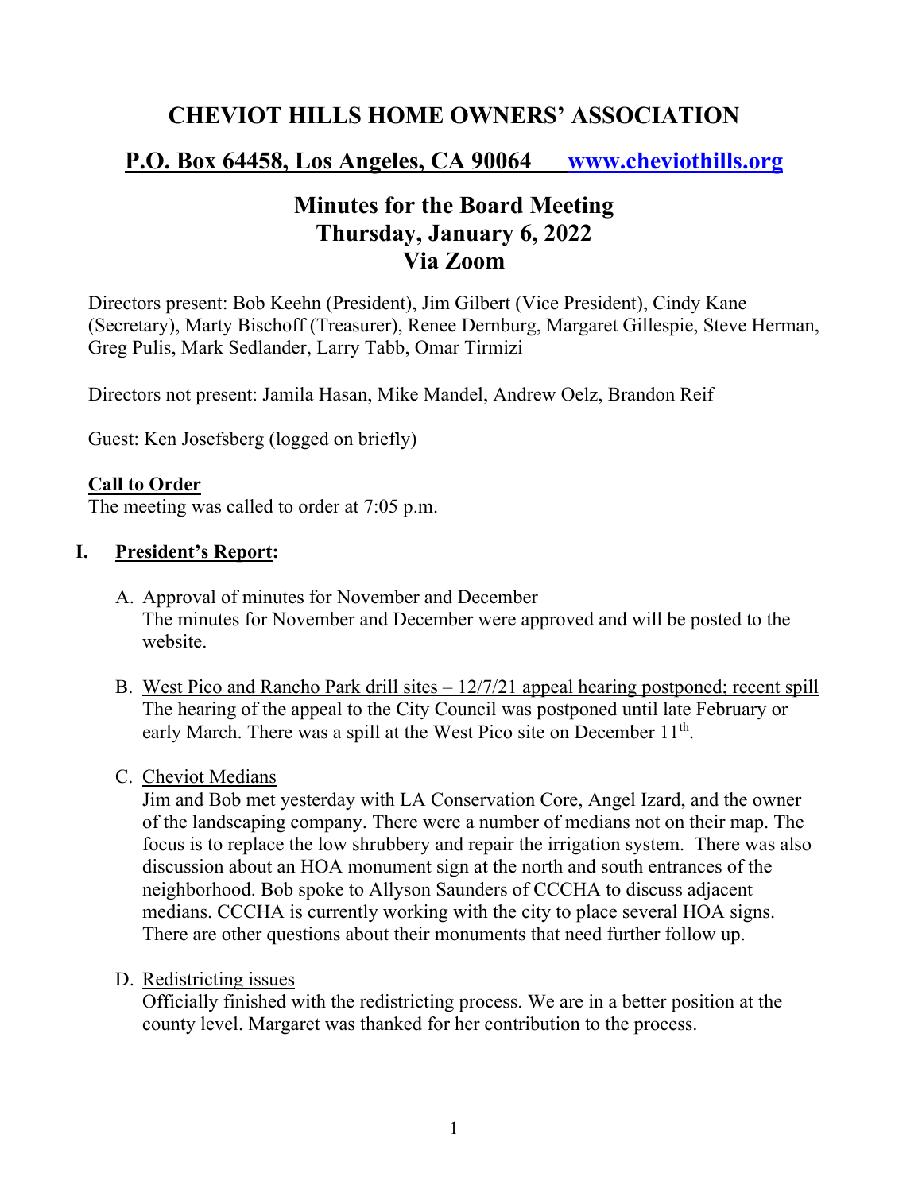# CHEVIOT HILLS HOME OWNERS' ASSOCIATION

## P.O. Box 64458, Los Angeles, CA 90064 www.cheviothills.org

## Minutes for the Board Meeting
## Thursday, January 6, 2022
## Via Zoom

Directors present: Bob Keehn (President), Jim Gilbert (Vice President), Cindy Kane (Secretary), Marty Bischoff (Treasurer), Renee Dernburg, Margaret Gillespie, Steve Herman, Greg Pulis, Mark Sedlander, Larry Tabb, Omar Tirmizi

Directors not present: Jamila Hasan, Mike Mandel, Andrew Oelz, Brandon Reif

Guest: Ken Josefsberg (logged on briefly)

**Call to Order**
The meeting was called to order at 7:05 p.m.

**I. President's Report:**

A. Approval of minutes for November and December
The minutes for November and December were approved and will be posted to the website.

B. West Pico and Rancho Park drill sites – 12/7/21 appeal hearing postponed; recent spill
The hearing of the appeal to the City Council was postponed until late February or early March. There was a spill at the West Pico site on December 11th.

C. Cheviot Medians
Jim and Bob met yesterday with LA Conservation Core, Angel Izard, and the owner of the landscaping company. There were a number of medians not on their map. The focus is to replace the low shrubbery and repair the irrigation system. There was also discussion about an HOA monument sign at the north and south entrances of the neighborhood. Bob spoke to Allyson Saunders of CCCHA to discuss adjacent medians. CCCHA is currently working with the city to place several HOA signs. There are other questions about their monuments that need further follow up.

D. Redistricting issues
Officially finished with the redistricting process. We are in a better position at the county level. Margaret was thanked for her contribution to the process.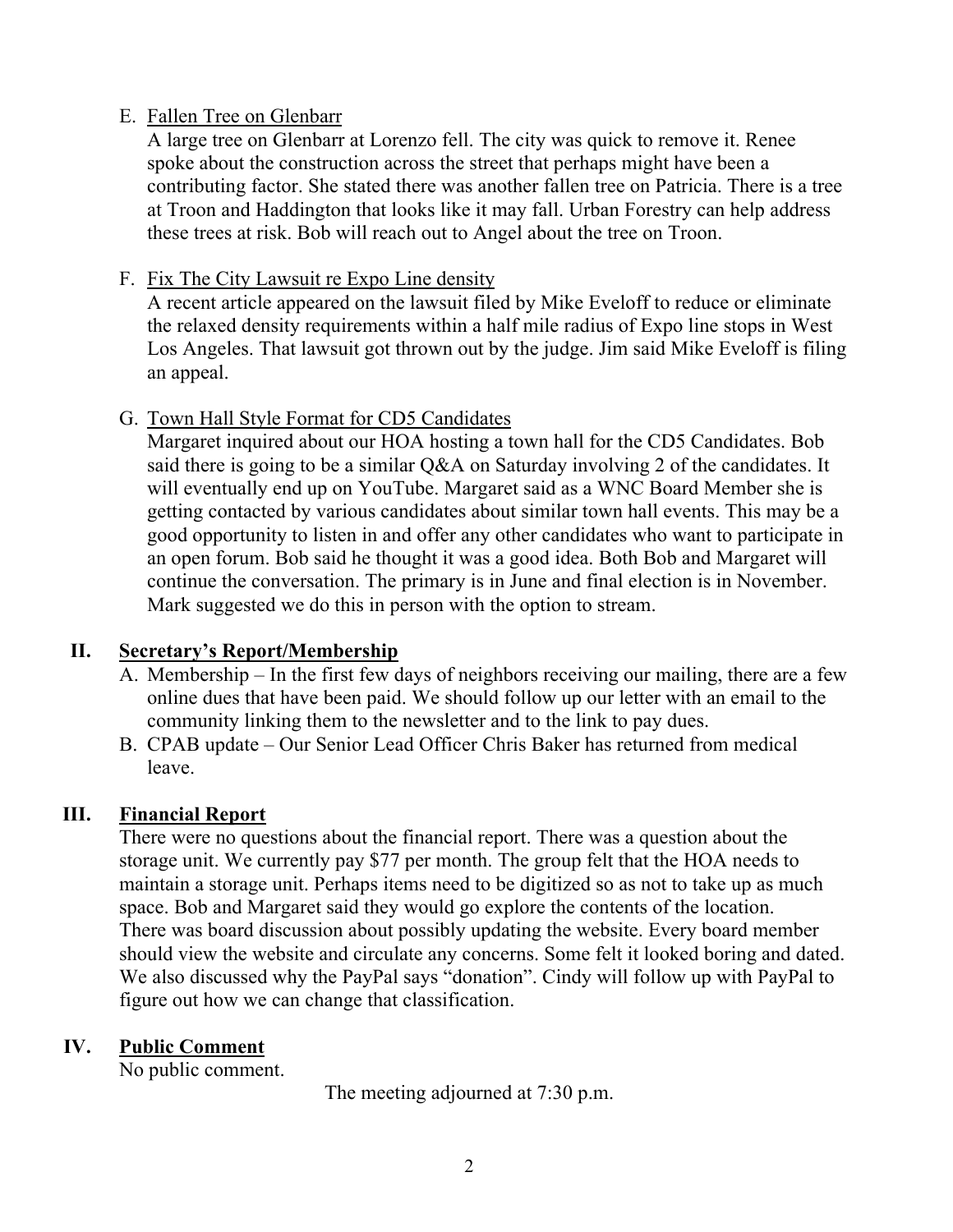E. <u>Fallen Tree on Glenbarr</u>

   A large tree on Glenbarr at Lorenzo fell. The city was quick to remove it. Renee spoke about the construction across the street that perhaps might have been a contributing factor. She stated there was another fallen tree on Patricia. There is a tree at Troon and Haddington that looks like it may fall. Urban Forestry can help address these trees at risk. Bob will reach out to Angel about the tree on Troon.

F. <u>Fix The City Lawsuit re Expo Line density</u>

   A recent article appeared on the lawsuit filed by Mike Eveloff to reduce or eliminate the relaxed density requirements within a half mile radius of Expo line stops in West Los Angeles. That lawsuit got thrown out by the judge. Jim said Mike Eveloff is filing an appeal.

G. <u>Town Hall Style Format for CD5 Candidates</u>

   Margaret inquired about our HOA hosting a town hall for the CD5 Candidates. Bob said there is going to be a similar Q&A on Saturday involving 2 of the candidates. It will eventually end up on YouTube. Margaret said as a WNC Board Member she is getting contacted by various candidates about similar town hall events. This may be a good opportunity to listen in and offer any other candidates who want to participate in an open forum. Bob said he thought it was a good idea. Both Bob and Margaret will continue the conversation. The primary is in June and final election is in November. Mark suggested we do this in person with the option to stream.

## II. Secretary's Report/Membership

A. Membership – In the first few days of neighbors receiving our mailing, there are a few online dues that have been paid. We should follow up our letter with an email to the community linking them to the newsletter and to the link to pay dues.

B. CPAB update – Our Senior Lead Officer Chris Baker has returned from medical leave.

## III. Financial Report

There were no questions about the financial report. There was a question about the storage unit. We currently pay $77 per month. The group felt that the HOA needs to maintain a storage unit. Perhaps items need to be digitized so as not to take up as much space. Bob and Margaret said they would go explore the contents of the location.
There was board discussion about possibly updating the website. Every board member should view the website and circulate any concerns. Some felt it looked boring and dated. We also discussed why the PayPal says "donation". Cindy will follow up with PayPal to figure out how we can change that classification.

## IV. Public Comment

No public comment.

The meeting adjourned at 7:30 p.m.